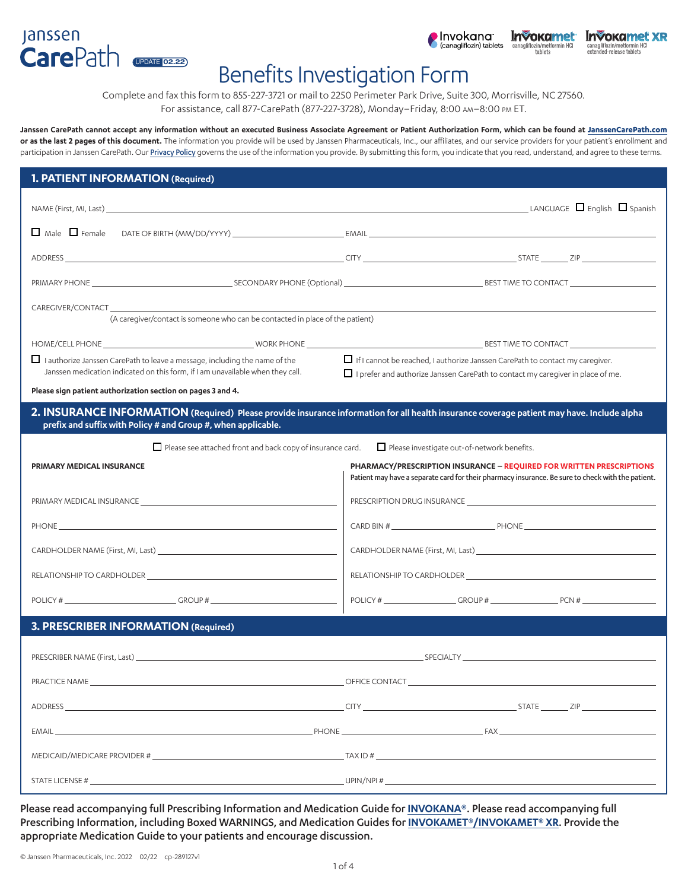Janssen CarePath UPDATE 02.22

Invokana® (canagliflozin) tablets | Invokamet® canagliflozin/metformin HCl tablets | Invokamet® XR canagliflozin/metformin HCl extended-release tablets

# Benefits Investigation Form

Complete and fax this form to 855-227-3721 or mail to 2250 Perimeter Park Drive, Suite 300, Morrisville, NC 27560.
For assistance, call 877-CarePath (877-227-3728), Monday–Friday, 8:00 AM–8:00 PM ET.

**Janssen CarePath cannot accept any information without an executed Business Associate Agreement or Patient Authorization Form, which can be found at JanssenCarePath.com or as the last 2 pages of this document.** The information you provide will be used by Janssen Pharmaceuticals, Inc., our affiliates, and our service providers for your patient's enrollment and participation in Janssen CarePath. Our Privacy Policy governs the use of the information you provide. By submitting this form, you indicate that you read, understand, and agree to these terms.

## 1. PATIENT INFORMATION (Required)

NAME (First, MI, Last) ______________________ LANGUAGE ☐ English ☐ Spanish

☐ Male ☐ Female DATE OF BIRTH (MM/DD/YYYY) ______________ EMAIL ______________

ADDRESS ______________ CITY ______________ STATE ______ ZIP ______

PRIMARY PHONE ______________ SECONDARY PHONE (Optional) ______________ BEST TIME TO CONTACT ______________

CAREGIVER/CONTACT ______________________
(A caregiver/contact is someone who can be contacted in place of the patient)

HOME/CELL PHONE ______________ WORK PHONE ______________ BEST TIME TO CONTACT ______________

☐ I authorize Janssen CarePath to leave a message, including the name of the Janssen medication indicated on this form, if I am unavailable when they call.

☐ If I cannot be reached, I authorize Janssen CarePath to contact my caregiver.

☐ I prefer and authorize Janssen CarePath to contact my caregiver in place of me.

**Please sign patient authorization section on pages 3 and 4.**

## 2. INSURANCE INFORMATION (Required) Please provide insurance information for all health insurance coverage patient may have. Include alpha prefix and suffix with Policy # and Group #, when applicable.

☐ Please see attached front and back copy of insurance card. ☐ Please investigate out-of-network benefits.

**PRIMARY MEDICAL INSURANCE**

PRIMARY MEDICAL INSURANCE ______________

PHONE ______________

CARDHOLDER NAME (First, MI, Last) ______________

RELATIONSHIP TO CARDHOLDER ______________

POLICY # ______________ GROUP # ______________

**PHARMACY/PRESCRIPTION INSURANCE – REQUIRED FOR WRITTEN PRESCRIPTIONS**
Patient may have a separate card for their pharmacy insurance. Be sure to check with the patient.

PRESCRIPTION DRUG INSURANCE ______________

CARD BIN # ______________ PHONE ______________

CARDHOLDER NAME (First, MI, Last) ______________

RELATIONSHIP TO CARDHOLDER ______________

POLICY # ______________ GROUP # ______________ PCN # ______________

## 3. PRESCRIBER INFORMATION (Required)

PRESCRIBER NAME (First, Last) ______________ SPECIALTY ______________

PRACTICE NAME ______________ OFFICE CONTACT ______________

ADDRESS ______________ CITY ______________ STATE ______ ZIP ______

EMAIL ______________ PHONE ______________ FAX ______________

MEDICAID/MEDICARE PROVIDER # ______________ TAX ID # ______________

STATE LICENSE # ______________ UPIN/NPI # ______________

Please read accompanying full Prescribing Information and Medication Guide for INVOKANA®. Please read accompanying full Prescribing Information, including Boxed WARNINGS, and Medication Guides for INVOKAMET®/INVOKAMET® XR. Provide the appropriate Medication Guide to your patients and encourage discussion.

© Janssen Pharmaceuticals, Inc. 2022 02/22 cp-289127v1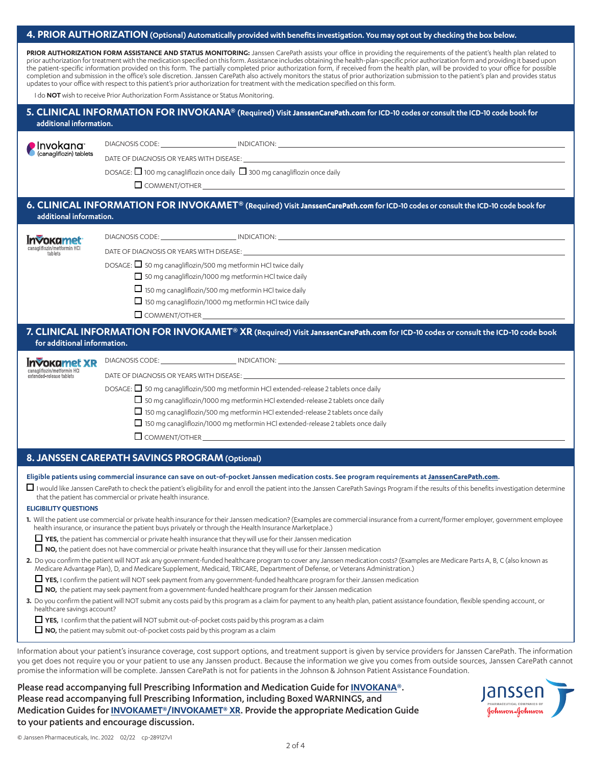## 4. PRIOR AUTHORIZATION (Optional) Automatically provided with benefits investigation. You may opt out by checking the box below.

**PRIOR AUTHORIZATION FORM ASSISTANCE AND STATUS MONITORING:** Janssen CarePath assists your office in providing the requirements of the patient's health plan related to prior authorization for treatment with the medication specified on this form. Assistance includes obtaining the health-plan-specific prior authorization form and providing it based upon the patient-specific information provided on this form. The partially completed prior authorization form, if received from the health plan, will be provided to your office for possible completion and submission in the office's sole discretion. Janssen CarePath also actively monitors the status of prior authorization submission to the patient's plan and provides status updates to your office with respect to this patient's prior authorization for treatment with the medication specified on this form.

I do **NOT** wish to receive Prior Authorization Form Assistance or Status Monitoring.

## 5. CLINICAL INFORMATION FOR INVOKANA® (Required) Visit JanssenCarePath.com for ICD-10 codes or consult the ICD-10 code book for additional information.

Invokana® (canagliflozin) tablets

DIAGNOSIS CODE: ____________ INDICATION: ____________

DATE OF DIAGNOSIS OR YEARS WITH DISEASE: ____________

DOSAGE: ☐ 100 mg canagliflozin once daily ☐ 300 mg canagliflozin once daily

☐ COMMENT/OTHER ____________

## 6. CLINICAL INFORMATION FOR INVOKAMET® (Required) Visit JanssenCarePath.com for ICD-10 codes or consult the ICD-10 code book for additional information.

Invokamet® canagliflozin/metformin HCl tablets

DIAGNOSIS CODE: ____________ INDICATION: ____________

DATE OF DIAGNOSIS OR YEARS WITH DISEASE: ____________

DOSAGE:
- ☐ 50 mg canagliflozin/500 mg metformin HCl twice daily
- ☐ 50 mg canagliflozin/1000 mg metformin HCl twice daily
- ☐ 150 mg canagliflozin/500 mg metformin HCl twice daily
- ☐ 150 mg canagliflozin/1000 mg metformin HCl twice daily
- ☐ COMMENT/OTHER ____________

## 7. CLINICAL INFORMATION FOR INVOKAMET® XR (Required) Visit JanssenCarePath.com for ICD-10 codes or consult the ICD-10 code book for additional information.

Invokamet XR canagliflozin/metformin HCl extended-release tablets

DIAGNOSIS CODE: ____________ INDICATION: ____________

DATE OF DIAGNOSIS OR YEARS WITH DISEASE: ____________

DOSAGE:
- ☐ 50 mg canagliflozin/500 mg metformin HCl extended-release 2 tablets once daily
- ☐ 50 mg canagliflozin/1000 mg metformin HCl extended-release 2 tablets once daily
- ☐ 150 mg canagliflozin/500 mg metformin HCl extended-release 2 tablets once daily
- ☐ 150 mg canagliflozin/1000 mg metformin HCl extended-release 2 tablets once daily
- ☐ COMMENT/OTHER ____________

## 8. JANSSEN CAREPATH SAVINGS PROGRAM (Optional)

**Eligible patients using commercial insurance can save on out-of-pocket Janssen medication costs. See program requirements at JanssenCarePath.com.**

☐ I would like Janssen CarePath to check the patient's eligibility for and enroll the patient into the Janssen CarePath Savings Program if the results of this benefits investigation determine that the patient has commercial or private health insurance.

**ELIGIBILITY QUESTIONS**

1. Will the patient use commercial or private health insurance for their Janssen medication? (Examples are commercial insurance from a current/former employer, government employee health insurance, or insurance the patient buys privately or through the Health Insurance Marketplace.)
   - ☐ **YES,** the patient has commercial or private health insurance that they will use for their Janssen medication
   - ☐ **NO,** the patient does not have commercial or private health insurance that they will use for their Janssen medication
2. Do you confirm the patient will NOT ask any government-funded healthcare program to cover any Janssen medication costs? (Examples are Medicare Parts A, B, C (also known as Medicare Advantage Plan), D, and Medicare Supplement, Medicaid, TRICARE, Department of Defense, or Veterans Administration.)
   - ☐ **YES,** I confirm the patient will NOT seek payment from any government-funded healthcare program for their Janssen medication
   - ☐ **NO,** the patient may seek payment from a government-funded healthcare program for their Janssen medication
3. Do you confirm the patient will NOT submit any costs paid by this program as a claim for payment to any health plan, patient assistance foundation, flexible spending account, or healthcare savings account?
   - ☐ **YES,** I confirm that the patient will NOT submit out-of-pocket costs paid by this program as a claim
   - ☐ **NO,** the patient may submit out-of-pocket costs paid by this program as a claim

Information about your patient's insurance coverage, cost support options, and treatment support is given by service providers for Janssen CarePath. The information you get does not require you or your patient to use any Janssen product. Because the information we give you comes from outside sources, Janssen CarePath cannot promise the information will be complete. Janssen CarePath is not for patients in the Johnson & Johnson Patient Assistance Foundation.

Please read accompanying full Prescribing Information and Medication Guide for INVOKANA®. Please read accompanying full Prescribing Information, including Boxed WARNINGS, and Medication Guides for INVOKAMET®/INVOKAMET® XR. Provide the appropriate Medication Guide to your patients and encourage discussion.

Janssen PHARMACEUTICAL COMPANIES OF Johnson & Johnson

© Janssen Pharmaceuticals, Inc. 2022 02/22 cp-289127v1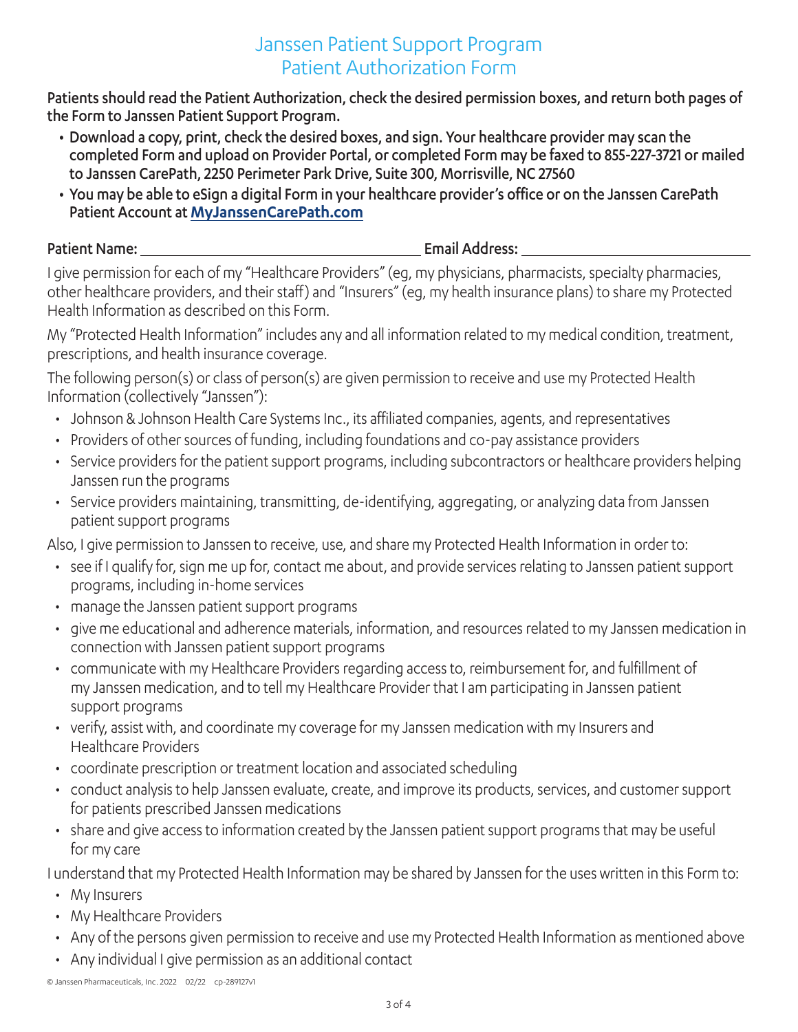# Janssen Patient Support Program
# Patient Authorization Form

**Patients should read the Patient Authorization, check the desired permission boxes, and return both pages of the Form to Janssen Patient Support Program.**

- **Download a copy, print, check the desired boxes, and sign. Your healthcare provider may scan the completed Form and upload on Provider Portal, or completed Form may be faxed to 855-227-3721 or mailed to Janssen CarePath, 2250 Perimeter Park Drive, Suite 300, Morrisville, NC 27560**
- **You may be able to eSign a digital Form in your healthcare provider's office or on the Janssen CarePath Patient Account at [MyJanssenCarePath.com](MyJanssenCarePath.com)**

**Patient Name:** ______________________________ **Email Address:** ______________________________

I give permission for each of my "Healthcare Providers" (eg, my physicians, pharmacists, specialty pharmacies, other healthcare providers, and their staff) and "Insurers" (eg, my health insurance plans) to share my Protected Health Information as described on this Form.

My "Protected Health Information" includes any and all information related to my medical condition, treatment, prescriptions, and health insurance coverage.

The following person(s) or class of person(s) are given permission to receive and use my Protected Health Information (collectively "Janssen"):

- Johnson & Johnson Health Care Systems Inc., its affiliated companies, agents, and representatives
- Providers of other sources of funding, including foundations and co-pay assistance providers
- Service providers for the patient support programs, including subcontractors or healthcare providers helping Janssen run the programs
- Service providers maintaining, transmitting, de-identifying, aggregating, or analyzing data from Janssen patient support programs

Also, I give permission to Janssen to receive, use, and share my Protected Health Information in order to:

- see if I qualify for, sign me up for, contact me about, and provide services relating to Janssen patient support programs, including in-home services
- manage the Janssen patient support programs
- give me educational and adherence materials, information, and resources related to my Janssen medication in connection with Janssen patient support programs
- communicate with my Healthcare Providers regarding access to, reimbursement for, and fulfillment of my Janssen medication, and to tell my Healthcare Provider that I am participating in Janssen patient support programs
- verify, assist with, and coordinate my coverage for my Janssen medication with my Insurers and Healthcare Providers
- coordinate prescription or treatment location and associated scheduling
- conduct analysis to help Janssen evaluate, create, and improve its products, services, and customer support for patients prescribed Janssen medications
- share and give access to information created by the Janssen patient support programs that may be useful for my care

I understand that my Protected Health Information may be shared by Janssen for the uses written in this Form to:

- My Insurers
- My Healthcare Providers
- Any of the persons given permission to receive and use my Protected Health Information as mentioned above
- Any individual I give permission as an additional contact

© Janssen Pharmaceuticals, Inc. 2022 02/22 cp-289127v1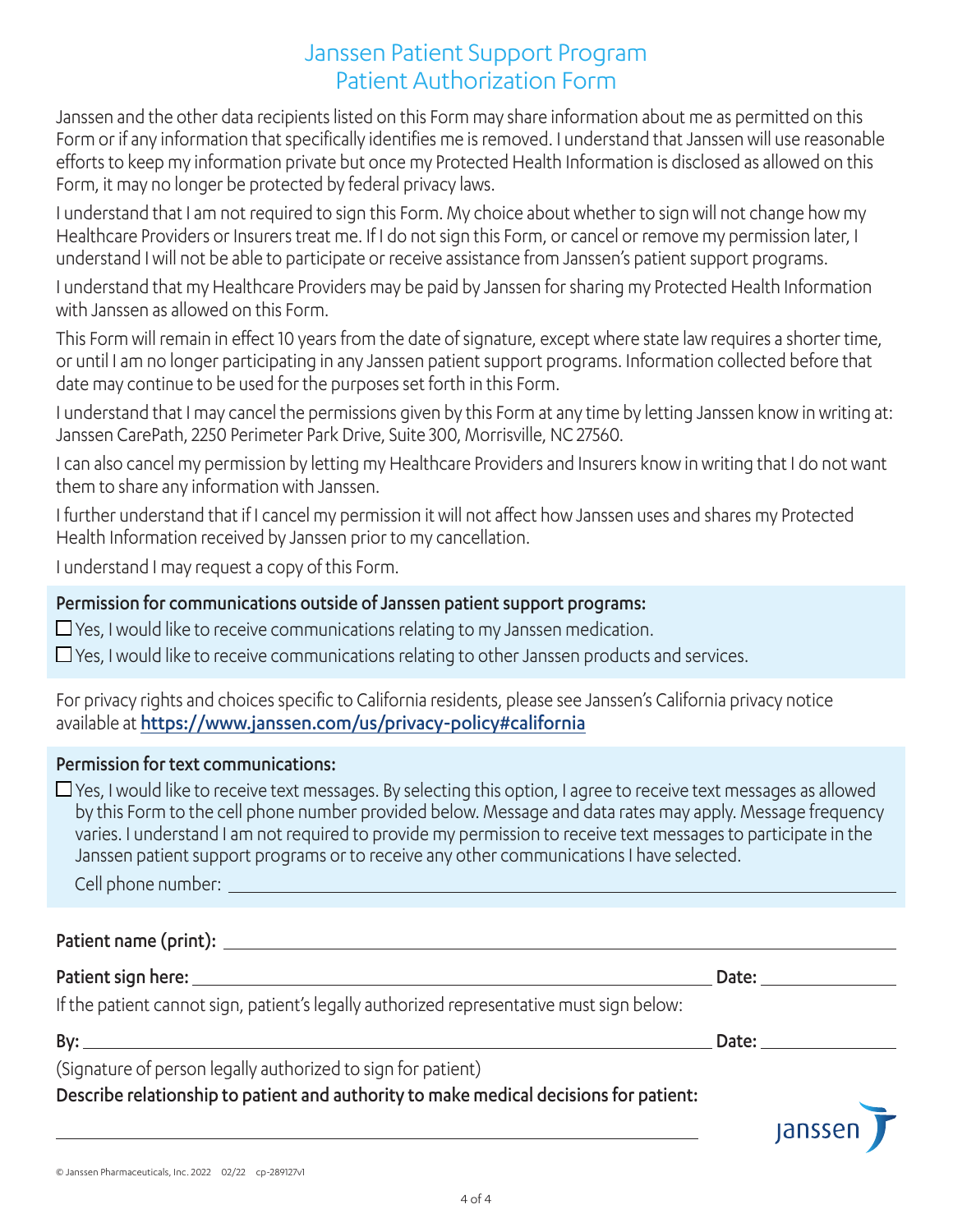# Janssen Patient Support Program
# Patient Authorization Form

Janssen and the other data recipients listed on this Form may share information about me as permitted on this Form or if any information that specifically identifies me is removed. I understand that Janssen will use reasonable efforts to keep my information private but once my Protected Health Information is disclosed as allowed on this Form, it may no longer be protected by federal privacy laws.

I understand that I am not required to sign this Form. My choice about whether to sign will not change how my Healthcare Providers or Insurers treat me. If I do not sign this Form, or cancel or remove my permission later, I understand I will not be able to participate or receive assistance from Janssen's patient support programs.

I understand that my Healthcare Providers may be paid by Janssen for sharing my Protected Health Information with Janssen as allowed on this Form.

This Form will remain in effect 10 years from the date of signature, except where state law requires a shorter time, or until I am no longer participating in any Janssen patient support programs. Information collected before that date may continue to be used for the purposes set forth in this Form.

I understand that I may cancel the permissions given by this Form at any time by letting Janssen know in writing at: Janssen CarePath, 2250 Perimeter Park Drive, Suite 300, Morrisville, NC 27560.

I can also cancel my permission by letting my Healthcare Providers and Insurers know in writing that I do not want them to share any information with Janssen.

I further understand that if I cancel my permission it will not affect how Janssen uses and shares my Protected Health Information received by Janssen prior to my cancellation.

I understand I may request a copy of this Form.

**Permission for communications outside of Janssen patient support programs:**

☐ Yes, I would like to receive communications relating to my Janssen medication.

☐ Yes, I would like to receive communications relating to other Janssen products and services.

For privacy rights and choices specific to California residents, please see Janssen's California privacy notice available at **https://www.janssen.com/us/privacy-policy#california**

**Permission for text communications:**

☐ Yes, I would like to receive text messages. By selecting this option, I agree to receive text messages as allowed by this Form to the cell phone number provided below. Message and data rates may apply. Message frequency varies. I understand I am not required to provide my permission to receive text messages to participate in the Janssen patient support programs or to receive any other communications I have selected.

Cell phone number: ______________________________

**Patient name (print):** ______________________________

**Patient sign here:** ______________________________ **Date:** ____________

If the patient cannot sign, patient's legally authorized representative must sign below:

**By:** ______________________________ **Date:** ____________

(Signature of person legally authorized to sign for patient)

**Describe relationship to patient and authority to make medical decisions for patient:**

______________________________

janssen

© Janssen Pharmaceuticals, Inc. 2022 02/22 cp-289127v1